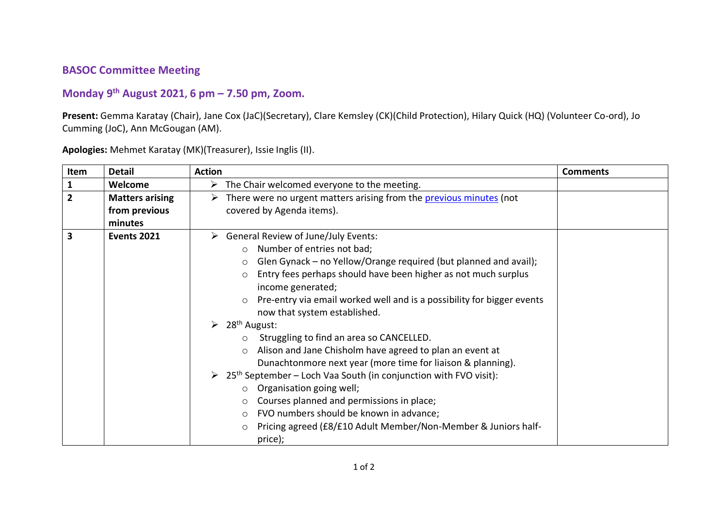## BASOC Committee Meeting

## Monday 9th August 2021, 6 pm – 7.50 pm, Zoom.

**Present:** Gemma Karatay (Chair), Jane Cox (JaC)(Secretary), Clare Kemsley (CK)(Child Protection), Hilary Quick (HQ) (Volunteer Co-ord), Jo Cumming (JoC), Ann McGougan (AM).

**Apologies:** Mehmet Karatay (MK)(Treasurer), Issie Inglis (II).

| Item | Detail | Action | Comments |
|---|---|---|---|
| **1** | **Welcome** | ➢ The Chair welcomed everyone to the meeting. | |
| **2** | **Matters arising from previous minutes** | ➢ There were no urgent matters arising from the previous minutes (not covered by Agenda items). | |
| **3** | **Events 2021** | ➢ General Review of June/July Events:<br>○ Number of entries not bad;<br>○ Glen Gynack – no Yellow/Orange required (but planned and avail);<br>○ Entry fees perhaps should have been higher as not much surplus income generated;<br>○ Pre-entry via email worked well and is a possibility for bigger events now that system established.<br>➢ 28th August:<br>○ Struggling to find an area so CANCELLED.<br>○ Alison and Jane Chisholm have agreed to plan an event at Dunachtonmore next year (more time for liaison & planning).<br>➢ 25th September – Loch Vaa South (in conjunction with FVO visit):<br>○ Organisation going well;<br>○ Courses planned and permissions in place;<br>○ FVO numbers should be known in advance;<br>○ Pricing agreed (£8/£10 Adult Member/Non-Member & Juniors half-price); | |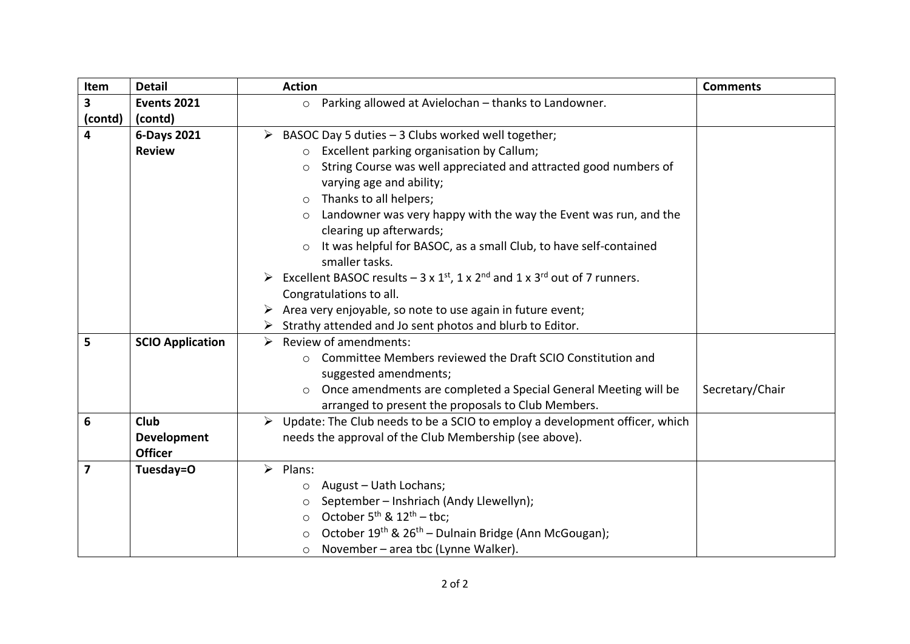| Item | Detail | Action | Comments |
| --- | --- | --- | --- |
| 3 (contd) | **Events 2021 (contd)** | ○ Parking allowed at Avielochan – thanks to Landowner. | |
| 4 | **6-Days 2021 Review** | ➢ BASOC Day 5 duties – 3 Clubs worked well together;<br>○ Excellent parking organisation by Callum;<br>○ String Course was well appreciated and attracted good numbers of varying age and ability;<br>○ Thanks to all helpers;<br>○ Landowner was very happy with the way the Event was run, and the clearing up afterwards;<br>○ It was helpful for BASOC, as a small Club, to have self-contained smaller tasks.<br>➢ Excellent BASOC results – 3 x 1st, 1 x 2nd and 1 x 3rd out of 7 runners. Congratulations to all.<br>➢ Area very enjoyable, so note to use again in future event;<br>➢ Strathy attended and Jo sent photos and blurb to Editor. | |
| 5 | **SCIO Application** | ➢ Review of amendments:<br>○ Committee Members reviewed the Draft SCIO Constitution and suggested amendments;<br>○ Once amendments are completed a Special General Meeting will be arranged to present the proposals to Club Members. | Secretary/Chair |
| 6 | **Club Development Officer** | ➢ Update: The Club needs to be a SCIO to employ a development officer, which needs the approval of the Club Membership (see above). | |
| 7 | **Tuesday=O** | ➢ Plans:<br>○ August – Uath Lochans;<br>○ September – Inshriach (Andy Llewellyn);<br>○ October 5th & 12th – tbc;<br>○ October 19th & 26th – Dulnain Bridge (Ann McGougan);<br>○ November – area tbc (Lynne Walker). | |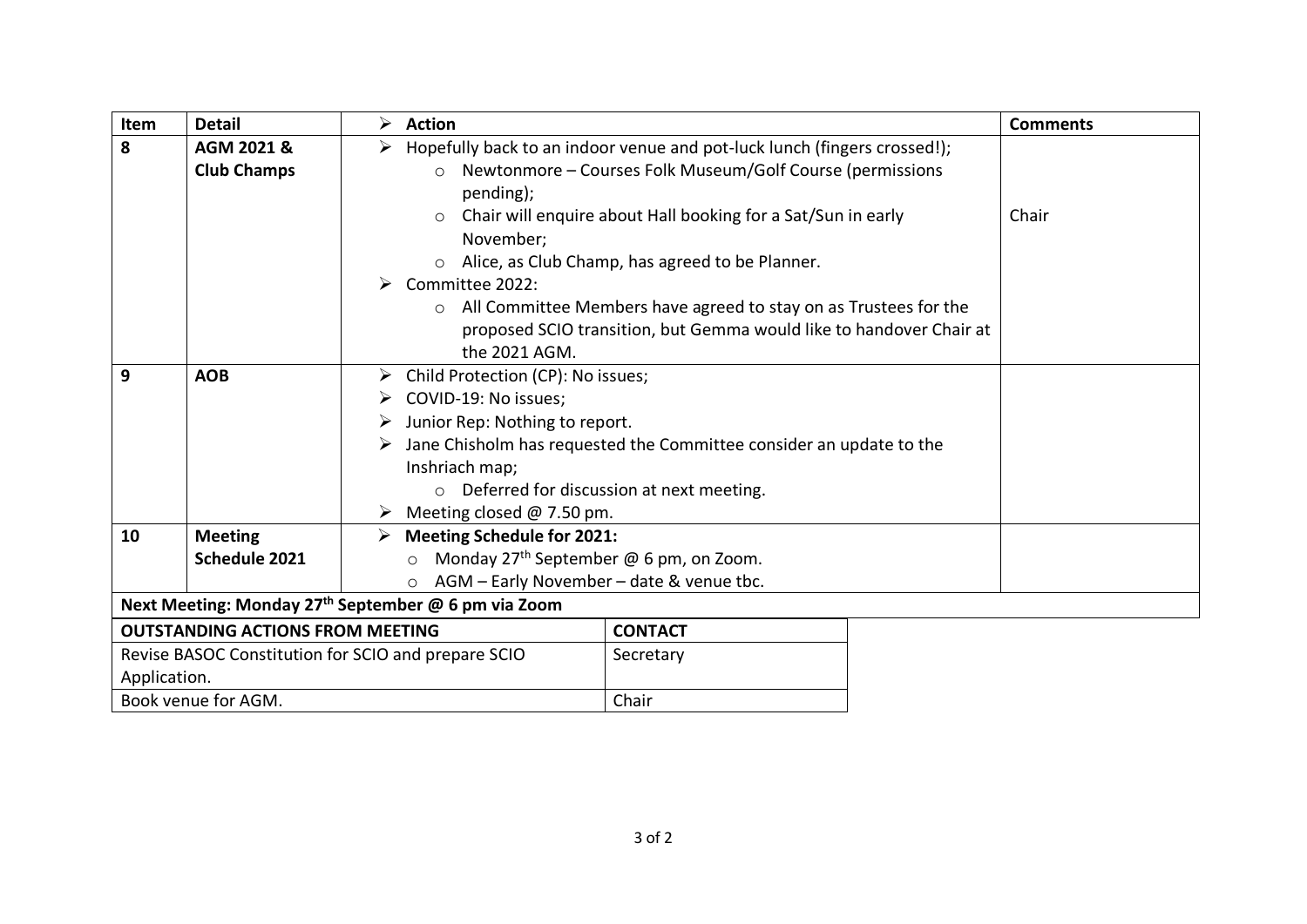| Item | Detail | Action | Comments |
|---|---|---|---|
| 8 | **AGM 2021 & Club Champs** | ➢ Hopefully back to an indoor venue and pot-luck lunch (fingers crossed!);<br>○ Newtonmore – Courses Folk Museum/Golf Course (permissions pending);<br>○ Chair will enquire about Hall booking for a Sat/Sun in early November;<br>○ Alice, as Club Champ, has agreed to be Planner.<br>➢ Committee 2022:<br>○ All Committee Members have agreed to stay on as Trustees for the proposed SCIO transition, but Gemma would like to handover Chair at the 2021 AGM. | Chair |
| 9 | **AOB** | ➢ Child Protection (CP): No issues;<br>➢ COVID-19: No issues;<br>➢ Junior Rep: Nothing to report.<br>➢ Jane Chisholm has requested the Committee consider an update to the Inshriach map;<br>○ Deferred for discussion at next meeting.<br>➢ Meeting closed @ 7.50 pm. | |
| 10 | **Meeting Schedule 2021** | ➢ **Meeting Schedule for 2021:**<br>○ Monday 27th September @ 6 pm, on Zoom.<br>○ AGM – Early November – date & venue tbc. | |

**Next Meeting: Monday 27th September @ 6 pm via Zoom**

| OUTSTANDING ACTIONS FROM MEETING | CONTACT |
|---|---|
| Revise BASOC Constitution for SCIO and prepare SCIO Application. | Secretary |
| Book venue for AGM. | Chair |